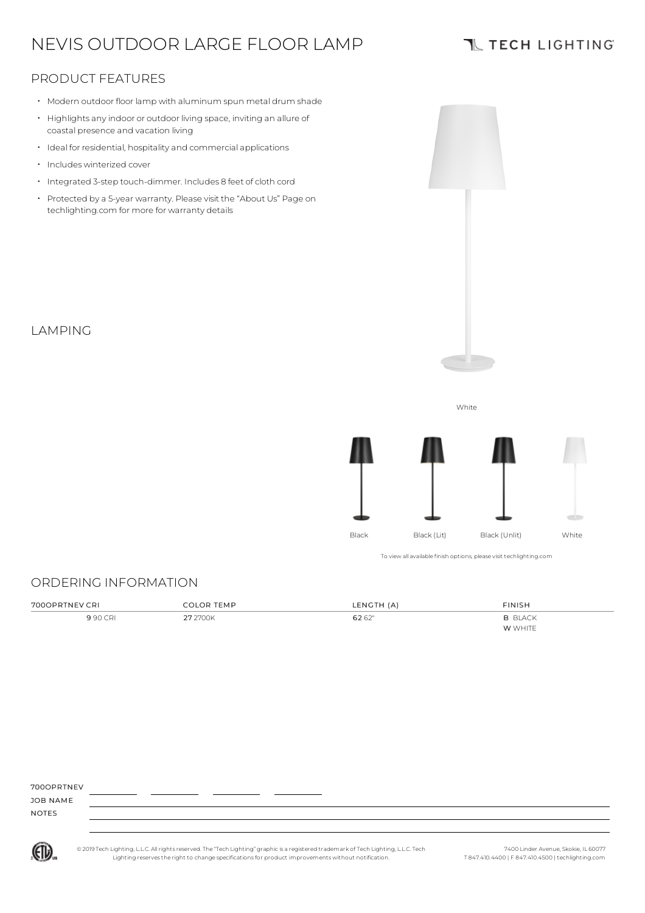# NEVIS OUTDOOR LARGE FLOOR LAMP

TECH LIGHTING

## PRODUCT FEATURES

- Modern outdoor floor lamp with aluminum spun metal drum shade
- Highlights any indoor or outdoor living space, inviting an allure of coastal presence and vacation living
- Ideal for residential, hospitality and commercial applications
- Includes winterized cover
- Integrated 3-step touch-dimmer. Includes 8 feet of cloth cord
- Protected by a 5-year warranty. Please visit the "About Us" Page on techlighting.com for more for warranty details

## LAMPING

White

Black　Black (Lit)　Black (Unlit)　White

To view all available finish options, please visit techlighting.com

## ORDERING INFORMATION

| 700OPRTNEV CRI | COLOR TEMP | LENGTH (A) | FINISH |
|---|---|---|---|
| **9** 90 CRI | **27** 2700K | **62** 62" | **B** BLACK<br>**W** WHITE |

700OPRTNEV ______ ______ ______ ______

JOB NAME

NOTES

© 2019 Tech Lighting, L.L.C. All rights reserved. The "Tech Lighting" graphic is a registered trademark of Tech Lighting, L.L.C. Tech Lighting reserves the right to change specifications for product improvements without notification.

7400 Linder Avenue, Skokie, IL 60077
T 847.410.4400 | F 847.410.4500 | techlighting.com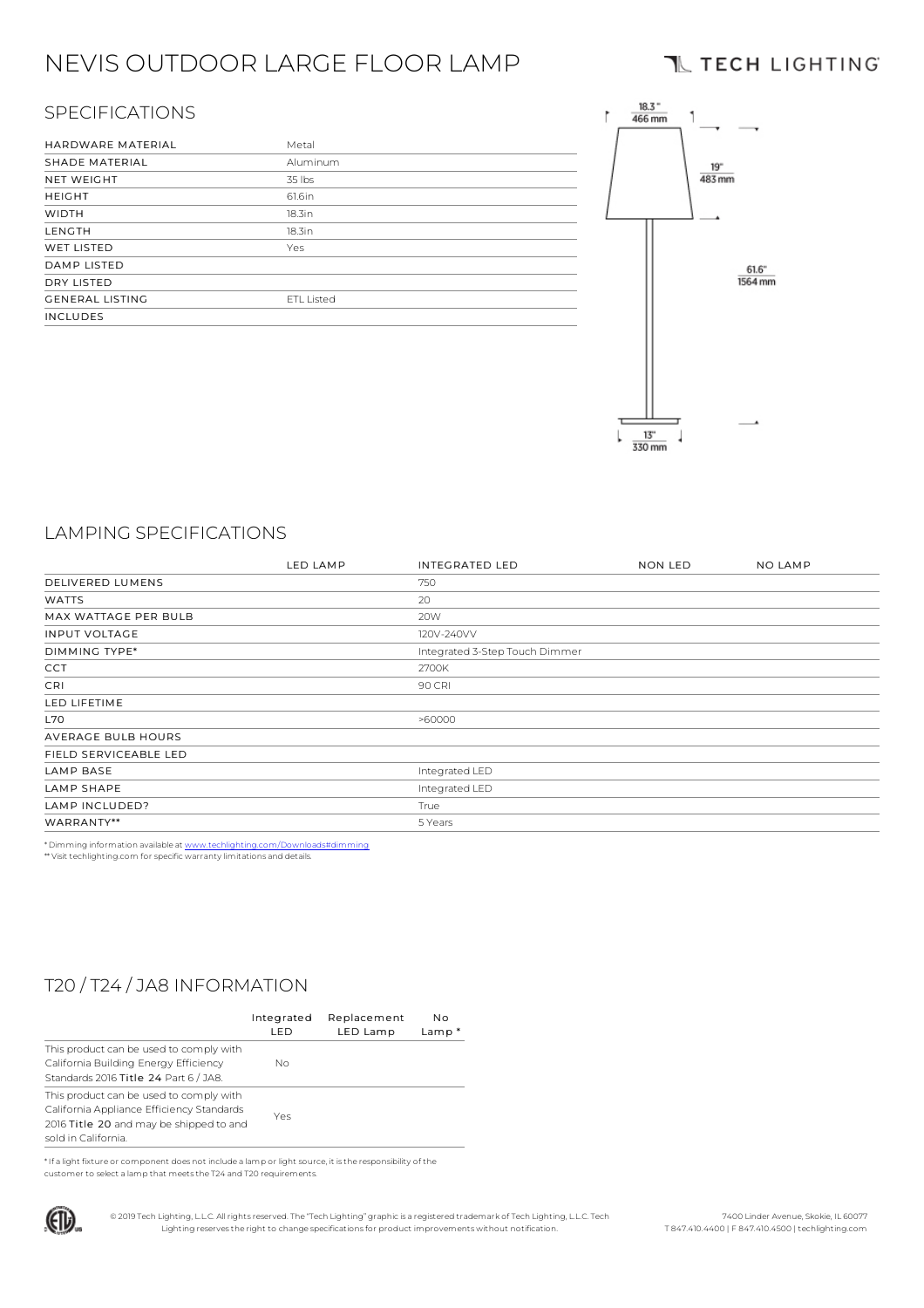# NEVIS OUTDOOR LARGE FLOOR LAMP

TECH LIGHTING

## SPECIFICATIONS

| | |
|---|---|
| HARDWARE MATERIAL | Metal |
| SHADE MATERIAL | Aluminum |
| NET WEIGHT | 35 lbs |
| HEIGHT | 61.6in |
| WIDTH | 18.3in |
| LENGTH | 18.3in |
| WET LISTED | Yes |
| DAMP LISTED | |
| DRY LISTED | |
| GENERAL LISTING | ETL Listed |
| INCLUDES | |

18.3"
466 mm

19"
483 mm

61.6"
1564 mm

13"
330 mm

## LAMPING SPECIFICATIONS

| | LED LAMP | INTEGRATED LED | NON LED | NO LAMP |
|---|---|---|---|---|
| DELIVERED LUMENS | | 750 | | |
| WATTS | | 20 | | |
| MAX WATTAGE PER BULB | | 20W | | |
| INPUT VOLTAGE | | 120V-240VV | | |
| DIMMING TYPE* | | Integrated 3-Step Touch Dimmer | | |
| CCT | | 2700K | | |
| CRI | | 90 CRI | | |
| LED LIFETIME | | | | |
| L70 | | >60000 | | |
| AVERAGE BULB HOURS | | | | |
| FIELD SERVICEABLE LED | | | | |
| LAMP BASE | | Integrated LED | | |
| LAMP SHAPE | | Integrated LED | | |
| LAMP INCLUDED? | | True | | |
| WARRANTY** | | 5 Years | | |

* Dimming information available at www.techlighting.com/Downloads#dimming
** Visit techlighting.com for specific warranty limitations and details.

## T20 / T24 / JA8 INFORMATION

| | Integrated LED | Replacement LED Lamp | No Lamp * |
|---|---|---|---|
| This product can be used to comply with California Building Energy Efficiency Standards 2016 Title 24 Part 6 / JA8. | No | | |
| This product can be used to comply with California Appliance Efficiency Standards 2016 Title 20 and may be shipped to and sold in California. | Yes | | |

* If a light fixture or component does not include a lamp or light source, it is the responsibility of the customer to select a lamp that meets the T24 and T20 requirements.

© 2019 Tech Lighting, L.L.C. All rights reserved. The "Tech Lighting" graphic is a registered trademark of Tech Lighting, L.L.C. Tech Lighting reserves the right to change specifications for product improvements without notification.

7400 Linder Avenue, Skokie, IL 60077
T 847.410.4400 | F 847.410.4500 | techlighting.com